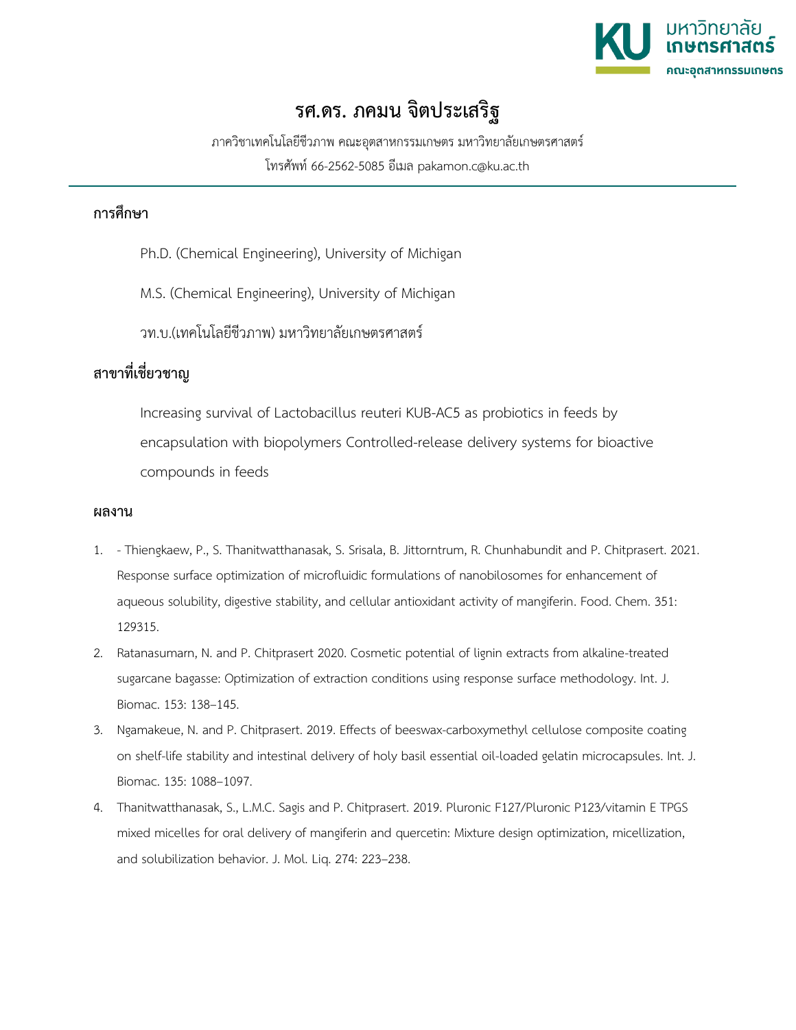# รศ.ดร. ภคมน จิตประเสริฐ

ภาควิชาเทคโนโลยีชีวภาพ คณะอุตสาหกรรมเกษตร มหาวิทยาลัยเกษตรศาสตร์

โทรศัพท์ 66-2562-5085 อีเมล pakamon.c@ku.ac.th

## การศึกษา

Ph.D. (Chemical Engineering), University of Michigan

M.S. (Chemical Engineering), University of Michigan

วท.บ.(เทคโนโลยีชีวภาพ) มหาวิทยาลัยเกษตรศาสตร์

## สาขาที่เชี่ยวชาญ

Increasing survival of Lactobacillus reuteri KUB-AC5 as probiotics in feeds by encapsulation with biopolymers Controlled-release delivery systems for bioactive compounds in feeds

## ผลงาน

1. - Thiengkaew, P., S. Thanitwatthanasak, S. Srisala, B. Jittorntrum, R. Chunhabundit and P. Chitprasert. 2021. Response surface optimization of microfluidic formulations of nanobilosomes for enhancement of aqueous solubility, digestive stability, and cellular antioxidant activity of mangiferin. Food. Chem. 351: 129315.
2. Ratanasumarn, N. and P. Chitprasert 2020. Cosmetic potential of lignin extracts from alkaline-treated sugarcane bagasse: Optimization of extraction conditions using response surface methodology. Int. J. Biomac. 153: 138–145.
3. Ngamakeue, N. and P. Chitprasert. 2019. Effects of beeswax-carboxymethyl cellulose composite coating on shelf-life stability and intestinal delivery of holy basil essential oil-loaded gelatin microcapsules. Int. J. Biomac. 135: 1088–1097.
4. Thanitwatthanasak, S., L.M.C. Sagis and P. Chitprasert. 2019. Pluronic F127/Pluronic P123/vitamin E TPGS mixed micelles for oral delivery of mangiferin and quercetin: Mixture design optimization, micellization, and solubilization behavior. J. Mol. Liq. 274: 223–238.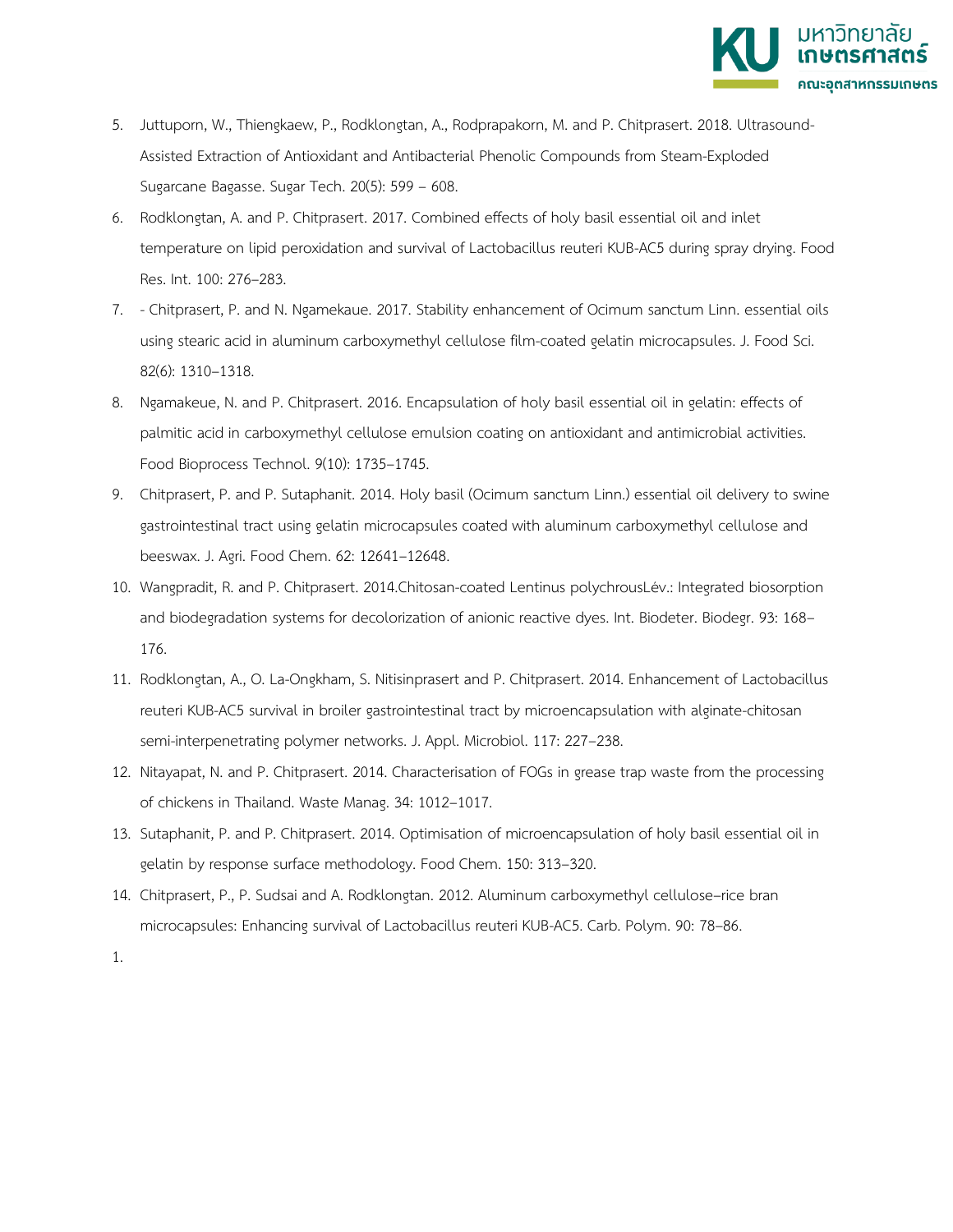5. Juttuporn, W., Thiengkaew, P., Rodklongtan, A., Rodprapakorn, M. and P. Chitprasert. 2018. Ultrasound-Assisted Extraction of Antioxidant and Antibacterial Phenolic Compounds from Steam-Exploded Sugarcane Bagasse. Sugar Tech. 20(5): 599 – 608.
6. Rodklongtan, A. and P. Chitprasert. 2017. Combined effects of holy basil essential oil and inlet temperature on lipid peroxidation and survival of Lactobacillus reuteri KUB-AC5 during spray drying. Food Res. Int. 100: 276–283.
7. - Chitprasert, P. and N. Ngamekaue. 2017. Stability enhancement of Ocimum sanctum Linn. essential oils using stearic acid in aluminum carboxymethyl cellulose film-coated gelatin microcapsules. J. Food Sci. 82(6): 1310–1318.
8. Ngamakeue, N. and P. Chitprasert. 2016. Encapsulation of holy basil essential oil in gelatin: effects of palmitic acid in carboxymethyl cellulose emulsion coating on antioxidant and antimicrobial activities. Food Bioprocess Technol. 9(10): 1735–1745.
9. Chitprasert, P. and P. Sutaphanit. 2014. Holy basil (Ocimum sanctum Linn.) essential oil delivery to swine gastrointestinal tract using gelatin microcapsules coated with aluminum carboxymethyl cellulose and beeswax. J. Agri. Food Chem. 62: 12641–12648.
10. Wangpradit, R. and P. Chitprasert. 2014.Chitosan-coated Lentinus polychrousLév.: Integrated biosorption and biodegradation systems for decolorization of anionic reactive dyes. Int. Biodeter. Biodegr. 93: 168–176.
11. Rodklongtan, A., O. La-Ongkham, S. Nitisinprasert and P. Chitprasert. 2014. Enhancement of Lactobacillus reuteri KUB-AC5 survival in broiler gastrointestinal tract by microencapsulation with alginate-chitosan semi-interpenetrating polymer networks. J. Appl. Microbiol. 117: 227–238.
12. Nitayapat, N. and P. Chitprasert. 2014. Characterisation of FOGs in grease trap waste from the processing of chickens in Thailand. Waste Manag. 34: 1012–1017.
13. Sutaphanit, P. and P. Chitprasert. 2014. Optimisation of microencapsulation of holy basil essential oil in gelatin by response surface methodology. Food Chem. 150: 313–320.
14. Chitprasert, P., P. Sudsai and A. Rodklongtan. 2012. Aluminum carboxymethyl cellulose–rice bran microcapsules: Enhancing survival of Lactobacillus reuteri KUB-AC5. Carb. Polym. 90: 78–86.
15.